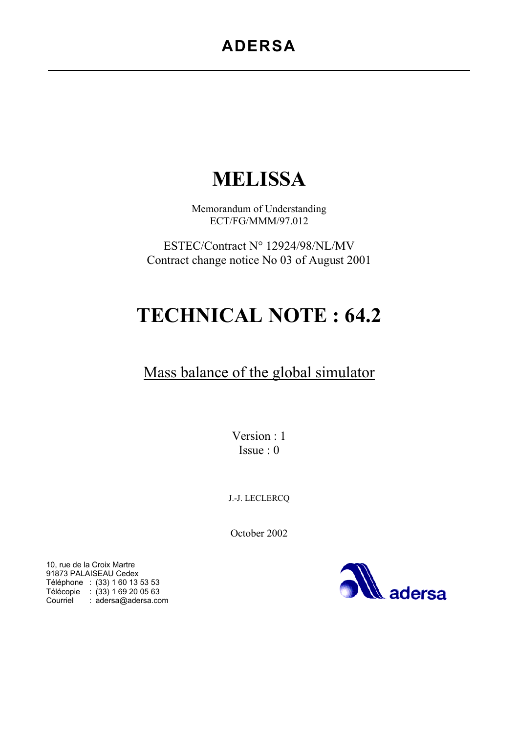**ADERSA**

# MELISSA

Memorandum of Understanding
ECT/FG/MMM/97.012

ESTEC/Contract N° 12924/98/NL/MV
Contract change notice No 03 of August 2001

# TECHNICAL NOTE : 64.2

## Mass balance of the global simulator

Version : 1
Issue : 0

J.-J. LECLERCQ

October 2002

10, rue de la Croix Martre
91873 PALAISEAU Cedex
Téléphone : (33) 1 60 13 53 53
Télécopie : (33) 1 69 20 05 63
Courriel : adersa@adersa.com

adersa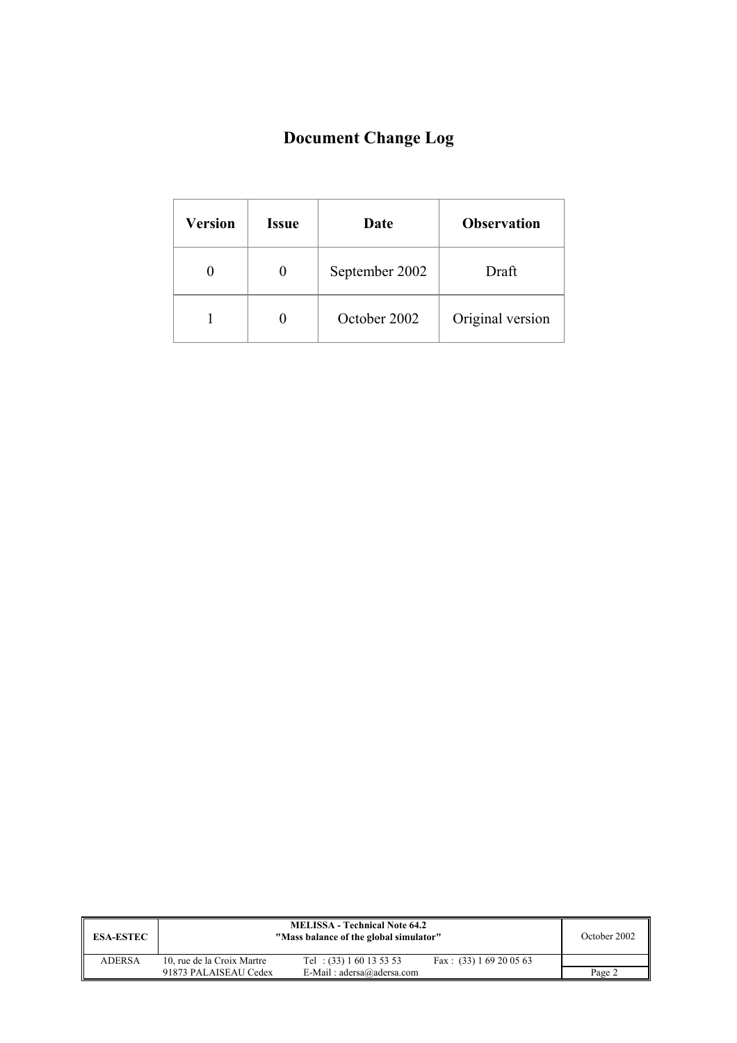# Document Change Log

| Version | Issue | Date | Observation |
|---|---|---|---|
| 0 | 0 | September 2002 | Draft |
| 1 | 0 | October 2002 | Original version |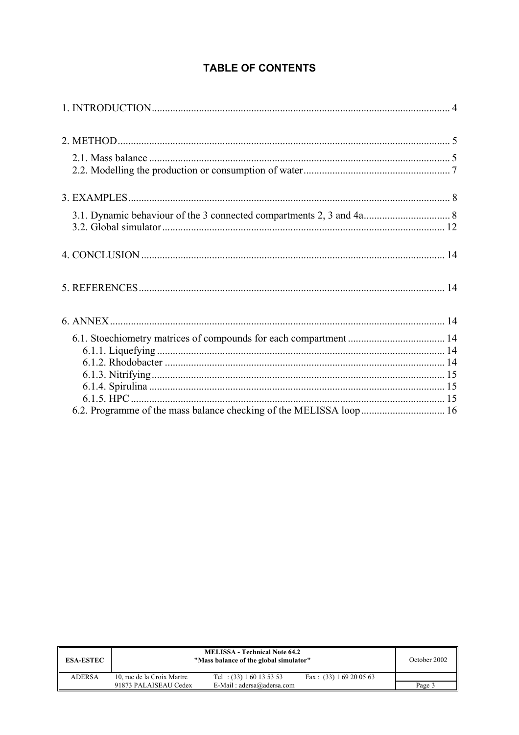# TABLE OF CONTENTS

1. INTRODUCTION ........................................................................................................ 4

2. METHOD .................................................................................................................. 5

 2.1. Mass balance ........................................................................................................ 5
 2.2. Modelling the production or consumption of water ............................................. 7

3. EXAMPLES ................................................................................................................ 8

 3.1. Dynamic behaviour of the 3 connected compartments 2, 3 and 4a ........................ 8
 3.2. Global simulator ................................................................................................... 12

4. CONCLUSION .......................................................................................................... 14

5. REFERENCES ........................................................................................................... 14

6. ANNEX ...................................................................................................................... 14

 6.1. Stoechiometry matrices of compounds for each compartment ............................. 14
  6.1.1. Liquefying ........................................................................................................ 14
  6.1.2. Rhodobacter ..................................................................................................... 14
  6.1.3. Nitrifying .......................................................................................................... 15
  6.1.4. Spirulina ........................................................................................................... 15
  6.1.5. HPC .................................................................................................................. 15
 6.2. Programme of the mass balance checking of the MELISSA loop ........................ 16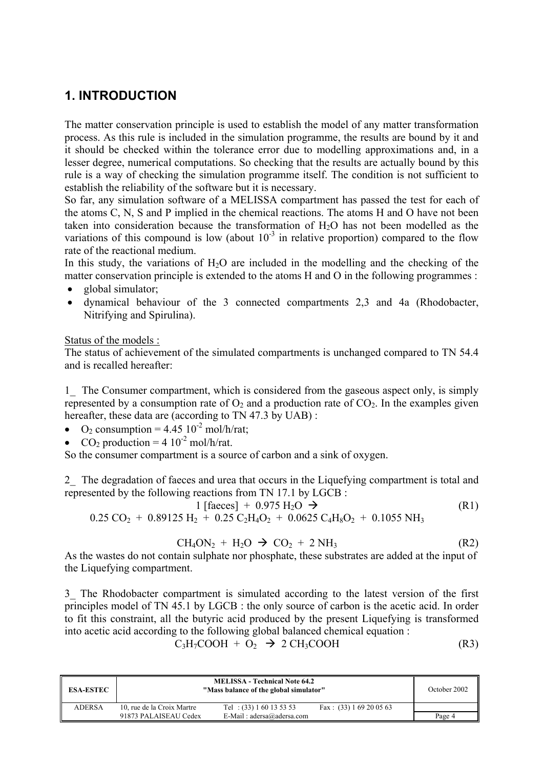# 1. INTRODUCTION

The matter conservation principle is used to establish the model of any matter transformation process. As this rule is included in the simulation programme, the results are bound by it and it should be checked within the tolerance error due to modelling approximations and, in a lesser degree, numerical computations. So checking that the results are actually bound by this rule is a way of checking the simulation programme itself. The condition is not sufficient to establish the reliability of the software but it is necessary.

So far, any simulation software of a MELISSA compartment has passed the test for each of the atoms C, N, S and P implied in the chemical reactions. The atoms H and O have not been taken into consideration because the transformation of $H_2O$ has not been modelled as the variations of this compound is low (about $10^{-3}$ in relative proportion) compared to the flow rate of the reactional medium.

In this study, the variations of $H_2O$ are included in the modelling and the checking of the matter conservation principle is extended to the atoms H and O in the following programmes :

- global simulator;
- dynamical behaviour of the 3 connected compartments 2,3 and 4a (Rhodobacter, Nitrifying and Spirulina).

Status of the models :

The status of achievement of the simulated compartments is unchanged compared to TN 54.4 and is recalled hereafter:

1_ The Consumer compartment, which is considered from the gaseous aspect only, is simply represented by a consumption rate of $O_2$ and a production rate of $CO_2$. In the examples given hereafter, these data are (according to TN 47.3 by UAB) :

- $O_2$ consumption = $4.45\ 10^{-2}$ mol/h/rat;
- $CO_2$ production = $4\ 10^{-2}$ mol/h/rat.

So the consumer compartment is a source of carbon and a sink of oxygen.

2_ The degradation of faeces and urea that occurs in the Liquefying compartment is total and represented by the following reactions from TN 17.1 by LGCB :

$$1\ [\text{faeces}] + 0.975\ H_2O \rightarrow 0.25\ CO_2 + 0.89125\ H_2 + 0.25\ C_2H_4O_2 + 0.0625\ C_4H_8O_2 + 0.1055\ NH_3 \quad \text{(R1)}$$

$$CH_4ON_2 + H_2O \rightarrow CO_2 + 2\ NH_3 \quad \text{(R2)}$$

As the wastes do not contain sulphate nor phosphate, these substrates are added at the input of the Liquefying compartment.

3_ The Rhodobacter compartment is simulated according to the latest version of the first principles model of TN 45.1 by LGCB : the only source of carbon is the acetic acid. In order to fit this constraint, all the butyric acid produced by the present Liquefying is transformed into acetic acid according to the following global balanced chemical equation :

$$C_3H_7COOH + O_2 \rightarrow 2\ CH_3COOH \quad \text{(R3)}$$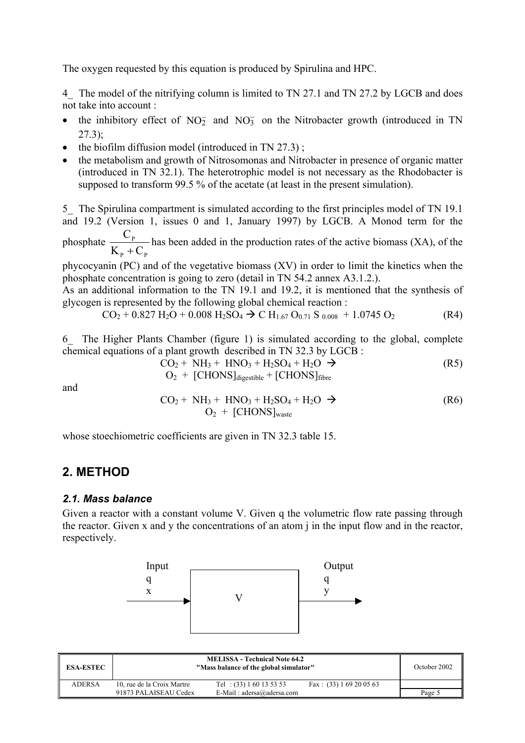The oxygen requested by this equation is produced by Spirulina and HPC.

4_ The model of the nitrifying column is limited to TN 27.1 and TN 27.2 by LGCB and does not take into account :

- the inhibitory effect of $NO_2^-$ and $NO_3^-$ on the Nitrobacter growth (introduced in TN 27.3);
- the biofilm diffusion model (introduced in TN 27.3) ;
- the metabolism and growth of Nitrosomonas and Nitrobacter in presence of organic matter (introduced in TN 32.1). The heterotrophic model is not necessary as the Rhodobacter is supposed to transform 99.5 % of the acetate (at least in the present simulation).

5_ The Spirulina compartment is simulated according to the first principles model of TN 19.1 and 19.2 (Version 1, issues 0 and 1, January 1997) by LGCB. A Monod term for the phosphate $\frac{C_P}{K_P + C_P}$ has been added in the production rates of the active biomass (XA), of the phycocyanin (PC) and of the vegetative biomass (XV) in order to limit the kinetics when the phosphate concentration is going to zero (detail in TN 54.2 annex A3.1.2.).

As an additional information to the TN 19.1 and 19.2, it is mentioned that the synthesis of glycogen is represented by the following global chemical reaction :

$$CO_2 + 0.827\ H_2O + 0.008\ H_2SO_4 \rightarrow C\ H_{1.67}\ O_{0.71}\ S_{0.008} + 1.0745\ O_2 \qquad (R4)$$

6_ The Higher Plants Chamber (figure 1) is simulated according to the global, complete chemical equations of a plant growth described in TN 32.3 by LGCB :

$$CO_2 + NH_3 + HNO_3 + H_2SO_4 + H_2O \rightarrow O_2 + [CHONS]_{digestible} + [CHONS]_{fibre} \qquad (R5)$$

and

$$CO_2 + NH_3 + HNO_3 + H_2SO_4 + H_2O \rightarrow O_2 + [CHONS]_{waste} \qquad (R6)$$

whose stoechiometric coefficients are given in TN 32.3 table 15.

## 2. METHOD

### *2.1. Mass balance*

Given a reactor with a constant volume V. Given q the volumetric flow rate passing through the reactor. Given x and y the concentrations of an atom j in the input flow and in the reactor, respectively.

Input q x → V → Output q y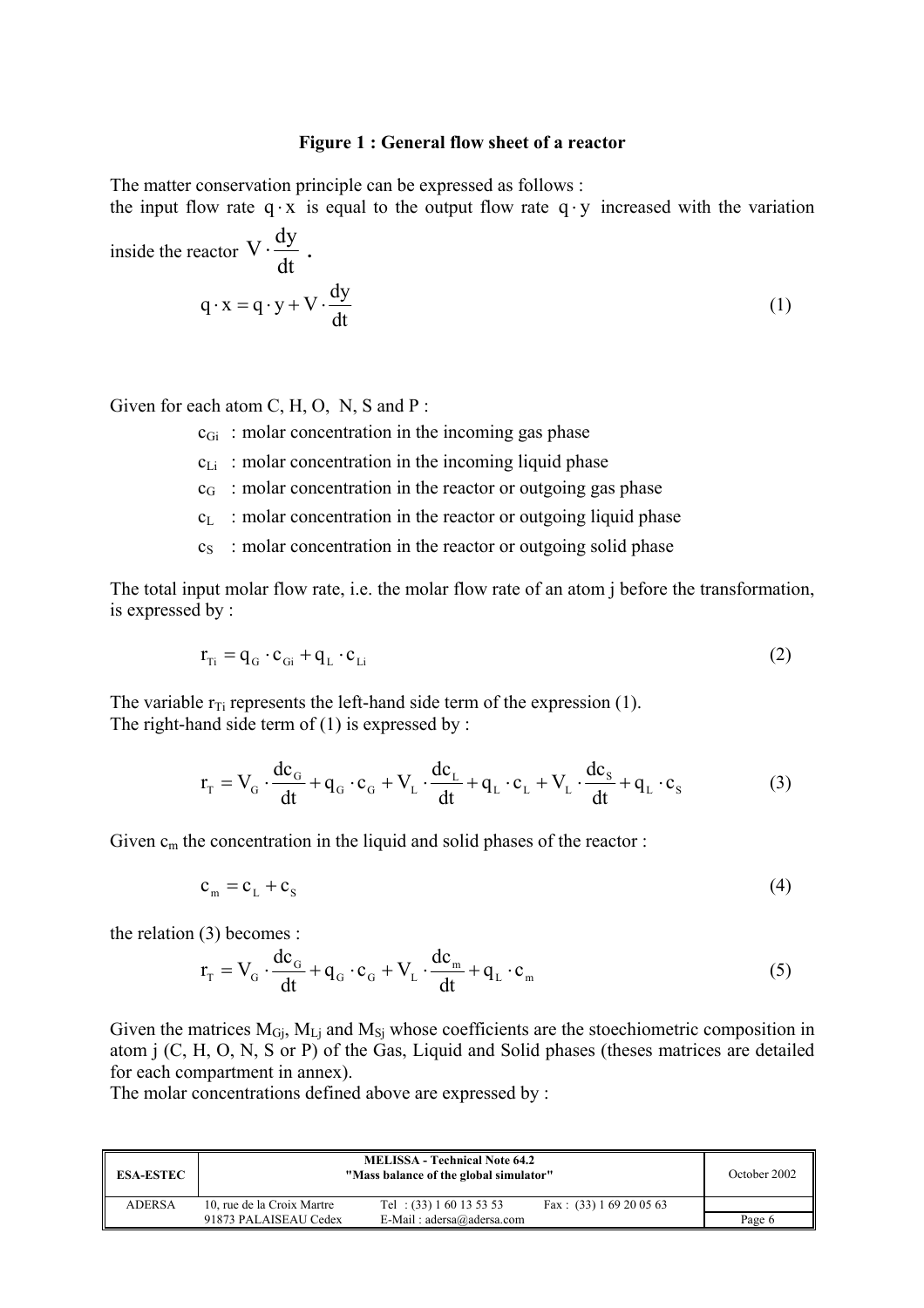**Figure 1 : General flow sheet of a reactor**

The matter conservation principle can be expressed as follows :
the input flow rate $q \cdot x$ is equal to the output flow rate $q \cdot y$ increased with the variation inside the reactor $V \cdot \frac{dy}{dt}$.

$$q \cdot x = q \cdot y + V \cdot \frac{dy}{dt} \tag{1}$$

Given for each atom C, H, O, N, S and P :

- $c_{Gi}$ : molar concentration in the incoming gas phase
- $c_{Li}$ : molar concentration in the incoming liquid phase
- $c_G$ : molar concentration in the reactor or outgoing gas phase
- $c_L$ : molar concentration in the reactor or outgoing liquid phase
- $c_S$ : molar concentration in the reactor or outgoing solid phase

The total input molar flow rate, i.e. the molar flow rate of an atom j before the transformation, is expressed by :

$$r_{Ti} = q_G \cdot c_{Gi} + q_L \cdot c_{Li} \tag{2}$$

The variable $r_{Ti}$ represents the left-hand side term of the expression (1).
The right-hand side term of (1) is expressed by :

$$r_T = V_G \cdot \frac{dc_G}{dt} + q_G \cdot c_G + V_L \cdot \frac{dc_L}{dt} + q_L \cdot c_L + V_L \cdot \frac{dc_S}{dt} + q_L \cdot c_S \tag{3}$$

Given $c_m$ the concentration in the liquid and solid phases of the reactor :

$$c_m = c_L + c_S \tag{4}$$

the relation (3) becomes :

$$r_T = V_G \cdot \frac{dc_G}{dt} + q_G \cdot c_G + V_L \cdot \frac{dc_m}{dt} + q_L \cdot c_m \tag{5}$$

Given the matrices $M_{Gj}$, $M_{Lj}$ and $M_{Sj}$ whose coefficients are the stoechiometric composition in atom j (C, H, O, N, S or P) of the Gas, Liquid and Solid phases (theses matrices are detailed for each compartment in annex).
The molar concentrations defined above are expressed by :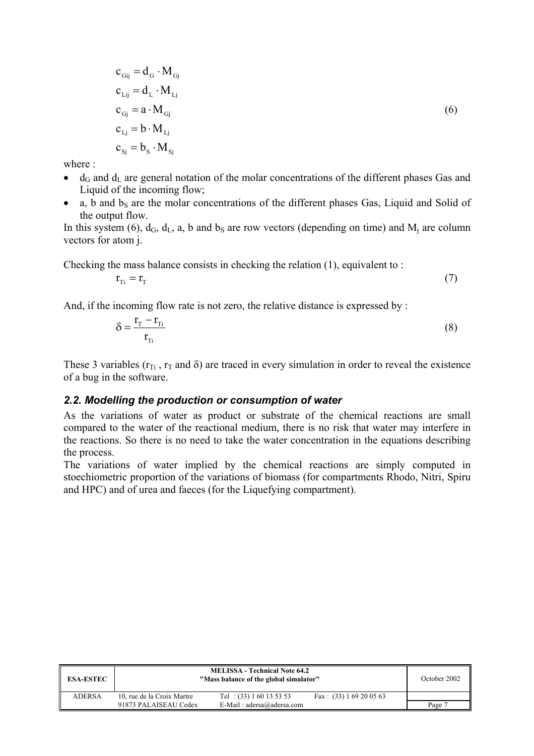$$
\begin{aligned}
c_{Gij} &= d_G \cdot M_{Gj} \\
c_{Lij} &= d_L \cdot M_{Lj} \\
c_{Gj} &= a \cdot M_{Gj} \\
c_{Lj} &= b \cdot M_{Lj} \\
c_{Sj} &= b_S \cdot M_{Sj}
\end{aligned}
\tag{6}
$$

where :

- $d_G$ and $d_L$ are general notation of the molar concentrations of the different phases Gas and Liquid of the incoming flow;
- a, b and $b_S$ are the molar concentrations of the different phases Gas, Liquid and Solid of the output flow.

In this system (6), $d_G$, $d_L$, a, b and $b_S$ are row vectors (depending on time) and $M_j$ are column vectors for atom j.

Checking the mass balance consists in checking the relation (1), equivalent to :

$$
r_{Ti} = r_T \tag{7}
$$

And, if the incoming flow rate is not zero, the relative distance is expressed by :

$$
\delta = \frac{r_T - r_{Ti}}{r_{Ti}} \tag{8}
$$

These 3 variables ($r_{Ti}$ , $r_T$ and $\delta$) are traced in every simulation in order to reveal the existence of a bug in the software.

### *2.2. Modelling the production or consumption of water*

As the variations of water as product or substrate of the chemical reactions are small compared to the water of the reactional medium, there is no risk that water may interfere in the reactions. So there is no need to take the water concentration in the equations describing the process.

The variations of water implied by the chemical reactions are simply computed in stoechiometric proportion of the variations of biomass (for compartments Rhodo, Nitri, Spiru and HPC) and of urea and faeces (for the Liquefying compartment).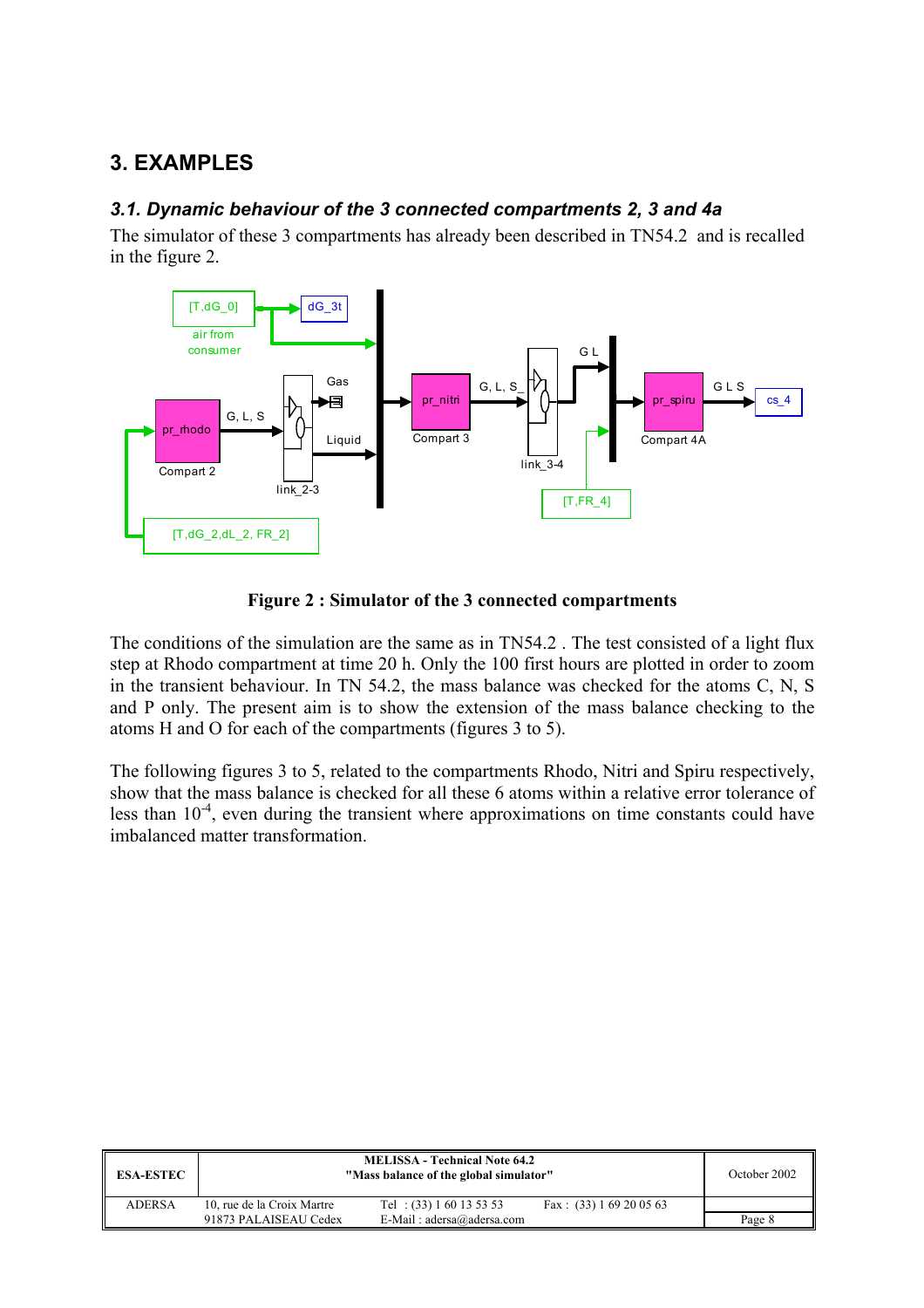## 3. EXAMPLES

### *3.1. Dynamic behaviour of the 3 connected compartments 2, 3 and 4a*

The simulator of these 3 compartments has already been described in TN54.2 and is recalled in the figure 2.

**Figure 2 : Simulator of the 3 connected compartments**

The conditions of the simulation are the same as in TN54.2 . The test consisted of a light flux step at Rhodo compartment at time 20 h. Only the 100 first hours are plotted in order to zoom in the transient behaviour. In TN 54.2, the mass balance was checked for the atoms C, N, S and P only. The present aim is to show the extension of the mass balance checking to the atoms H and O for each of the compartments (figures 3 to 5).

The following figures 3 to 5, related to the compartments Rhodo, Nitri and Spiru respectively, show that the mass balance is checked for all these 6 atoms within a relative error tolerance of less than $10^{-4}$, even during the transient where approximations on time constants could have imbalanced matter transformation.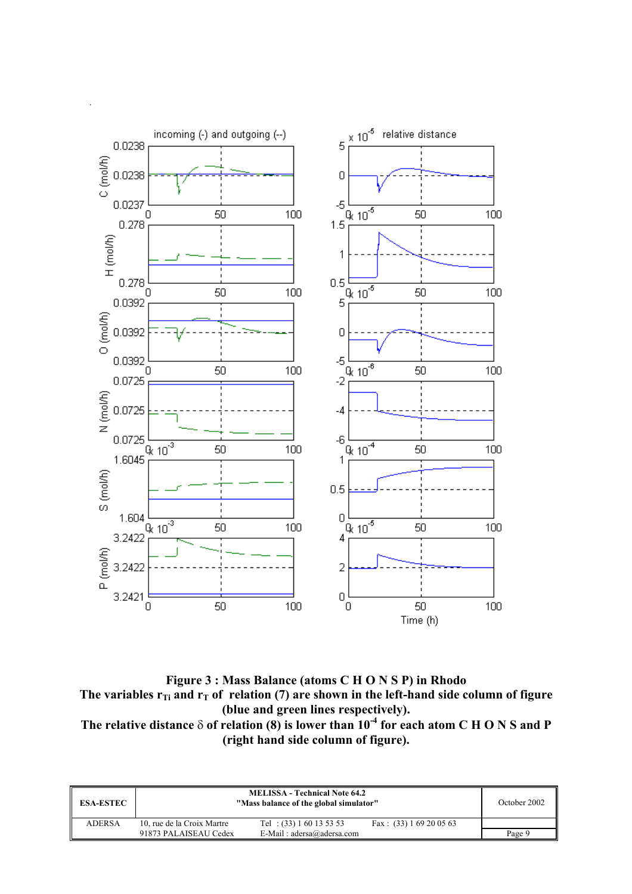**Figure 3 : Mass Balance (atoms C H O N S P) in Rhodo**
**The variables $r_{Ti}$ and $r_T$ of relation (7) are shown in the left-hand side column of figure (blue and green lines respectively).**
**The relative distance $\delta$ of relation (8) is lower than $10^{-4}$ for each atom C H O N S and P (right hand side column of figure).**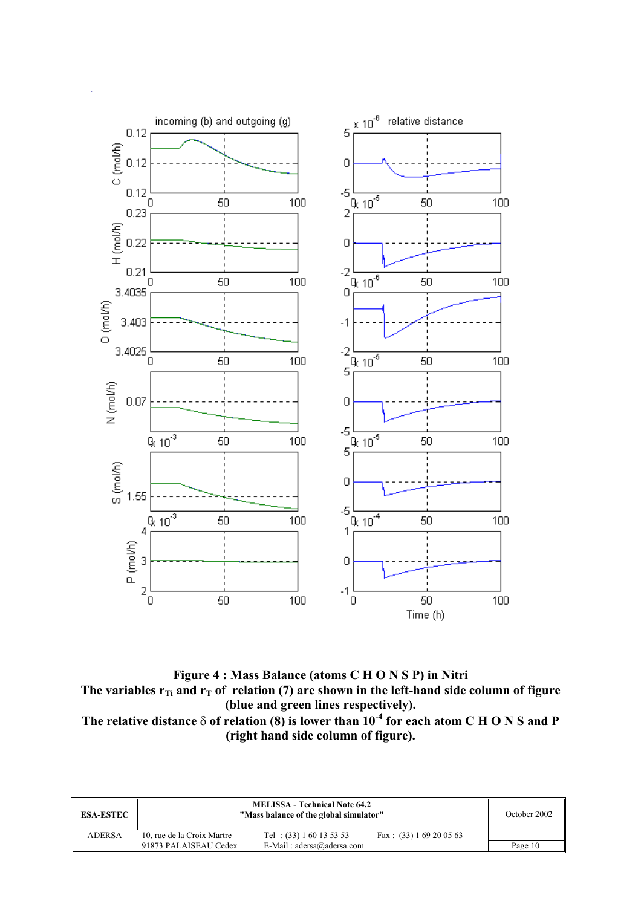**Figure 4 : Mass Balance (atoms C H O N S P) in Nitri**
**The variables $r_{Ti}$ and $r_T$ of relation (7) are shown in the left-hand side column of figure (blue and green lines respectively).**
**The relative distance $\delta$ of relation (8) is lower than $10^{-4}$ for each atom C H O N S and P (right hand side column of figure).**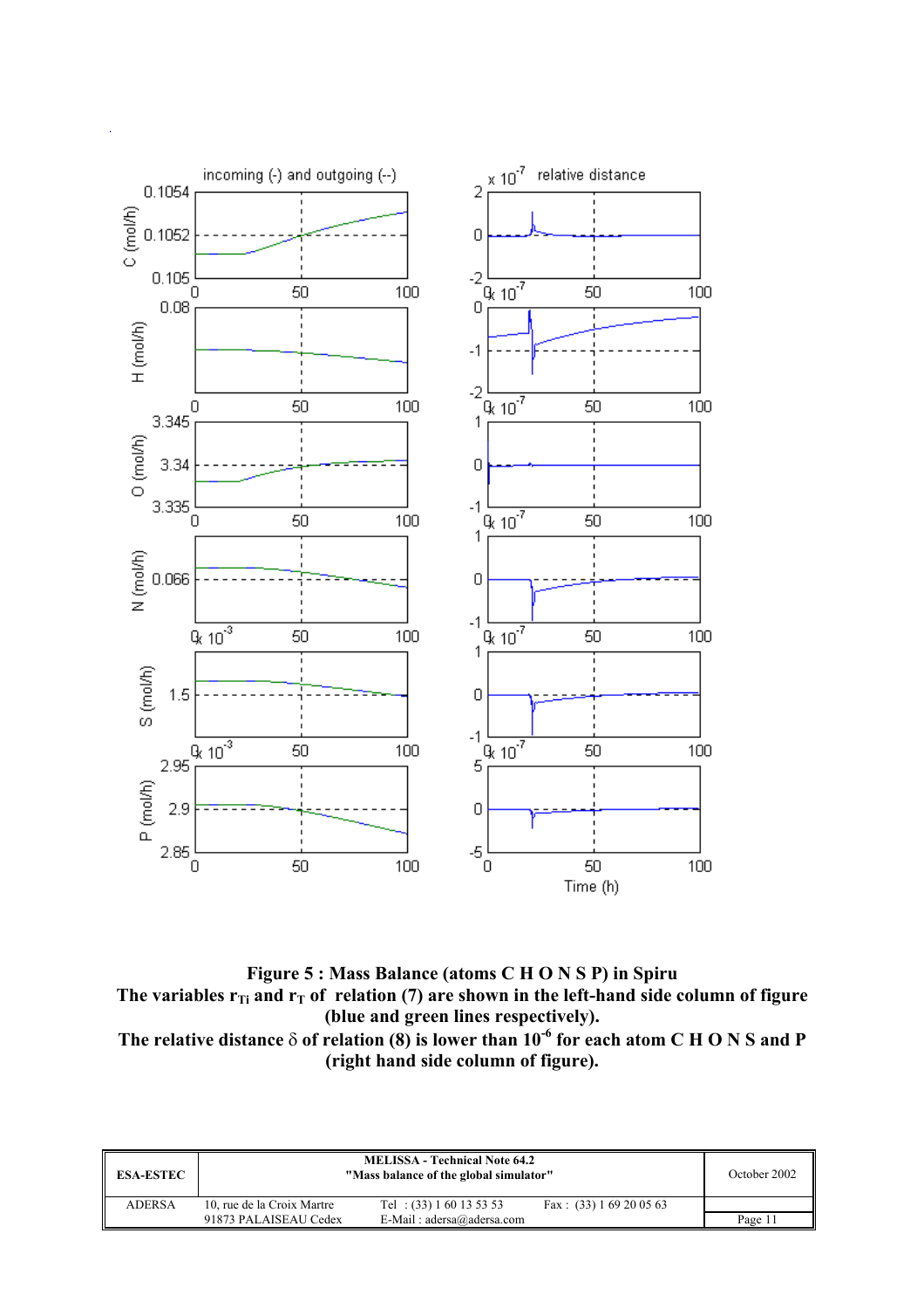**Figure 5 : Mass Balance (atoms C H O N S P) in Spiru**
**The variables $r_{Ti}$ and $r_T$ of relation (7) are shown in the left-hand side column of figure (blue and green lines respectively).**
**The relative distance $\delta$ of relation (8) is lower than $10^{-6}$ for each atom C H O N S and P (right hand side column of figure).**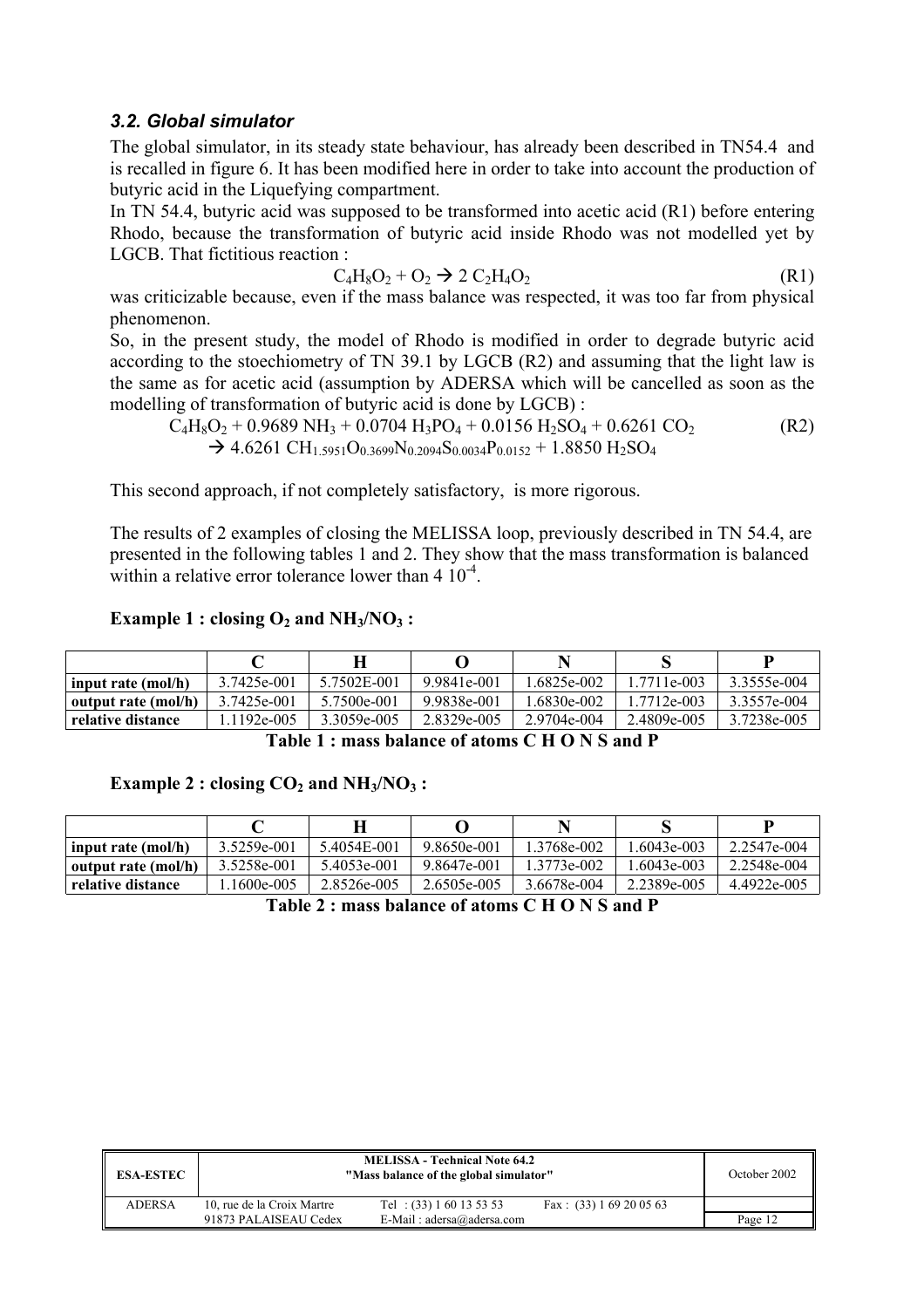### *3.2. Global simulator*

The global simulator, in its steady state behaviour, has already been described in TN54.4 and is recalled in figure 6. It has been modified here in order to take into account the production of butyric acid in the Liquefying compartment.

In TN 54.4, butyric acid was supposed to be transformed into acetic acid (R1) before entering Rhodo, because the transformation of butyric acid inside Rhodo was not modelled yet by LGCB. That fictitious reaction :

$$C_4H_8O_2 + O_2 \rightarrow 2\ C_2H_4O_2 \qquad \text{(R1)}$$

was criticizable because, even if the mass balance was respected, it was too far from physical phenomenon.

So, in the present study, the model of Rhodo is modified in order to degrade butyric acid according to the stoechiometry of TN 39.1 by LGCB (R2) and assuming that the light law is the same as for acetic acid (assumption by ADERSA which will be cancelled as soon as the modelling of transformation of butyric acid is done by LGCB) :

$$C_4H_8O_2 + 0.9689\ NH_3 + 0.0704\ H_3PO_4 + 0.0156\ H_2SO_4 + 0.6261\ CO_2 \qquad \text{(R2)}$$
$$\rightarrow 4.6261\ CH_{1.5951}O_{0.3699}N_{0.2094}S_{0.0034}P_{0.0152} + 1.8850\ H_2SO_4$$

This second approach, if not completely satisfactory, is more rigorous.

The results of 2 examples of closing the MELISSA loop, previously described in TN 54.4, are presented in the following tables 1 and 2. They show that the mass transformation is balanced within a relative error tolerance lower than 4 $10^{-4}$.

**Example 1 : closing $O_2$ and $NH_3/NO_3$ :**

| | C | H | O | N | S | P |
|---|---|---|---|---|---|---|
| **input rate (mol/h)** | 3.7425e-001 | 5.7502E-001 | 9.9841e-001 | 1.6825e-002 | 1.7711e-003 | 3.3555e-004 |
| **output rate (mol/h)** | 3.7425e-001 | 5.7500e-001 | 9.9838e-001 | 1.6830e-002 | 1.7712e-003 | 3.3557e-004 |
| **relative distance** | 1.1192e-005 | 3.3059e-005 | 2.8329e-005 | 2.9704e-004 | 2.4809e-005 | 3.7238e-005 |

**Table 1 : mass balance of atoms C H O N S and P**

**Example 2 : closing $CO_2$ and $NH_3/NO_3$ :**

| | C | H | O | N | S | P |
|---|---|---|---|---|---|---|
| **input rate (mol/h)** | 3.5259e-001 | 5.4054E-001 | 9.8650e-001 | 1.3768e-002 | 1.6043e-003 | 2.2547e-004 |
| **output rate (mol/h)** | 3.5258e-001 | 5.4053e-001 | 9.8647e-001 | 1.3773e-002 | 1.6043e-003 | 2.2548e-004 |
| **relative distance** | 1.1600e-005 | 2.8526e-005 | 2.6505e-005 | 3.6678e-004 | 2.2389e-005 | 4.4922e-005 |

**Table 2 : mass balance of atoms C H O N S and P**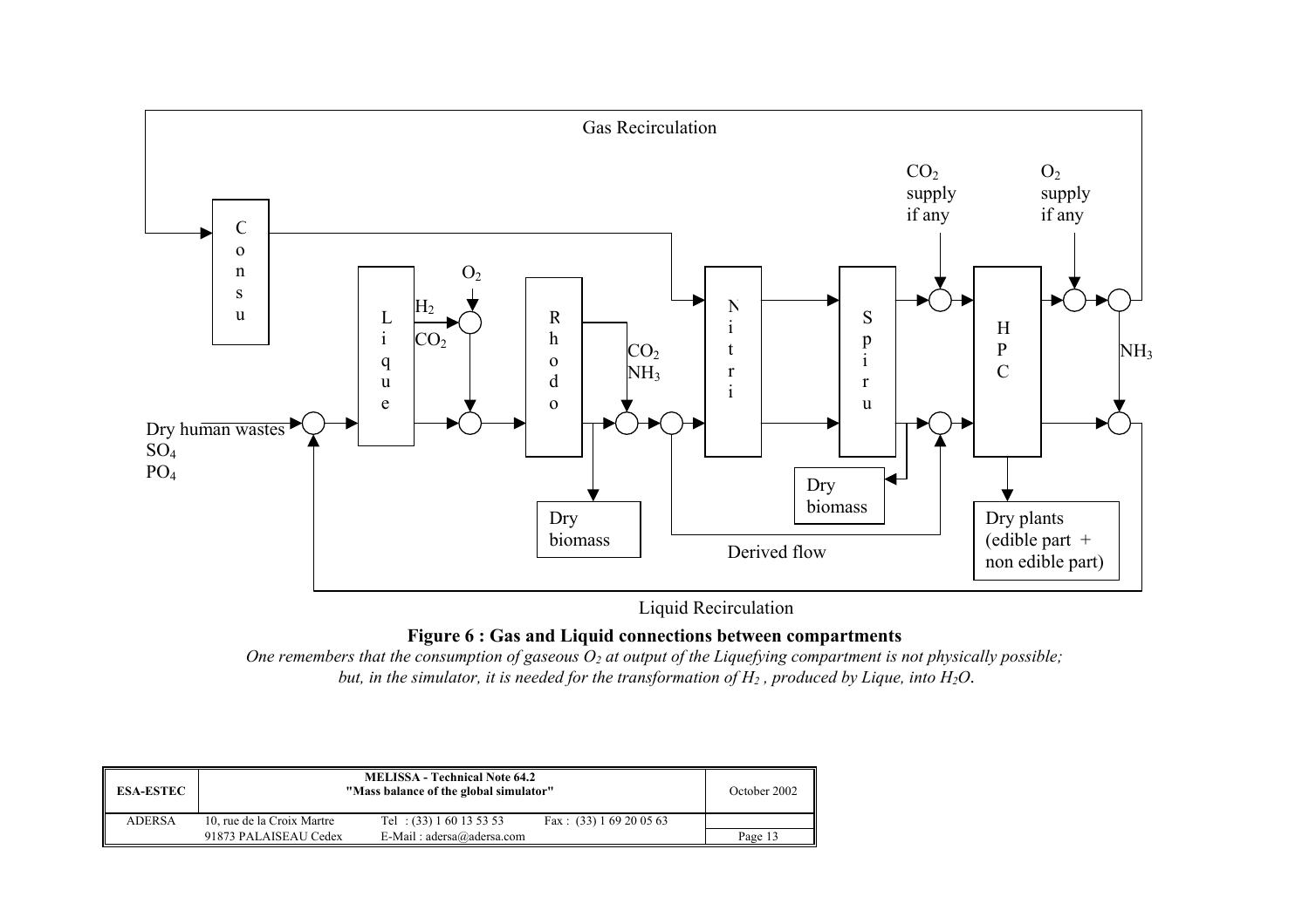**Figure 6 : Gas and Liquid connections between compartments**

*One remembers that the consumption of gaseous $O_2$ at output of the Liquefying compartment is not physically possible; but, in the simulator, it is needed for the transformation of $H_2$, produced by Lique, into $H_2O$.*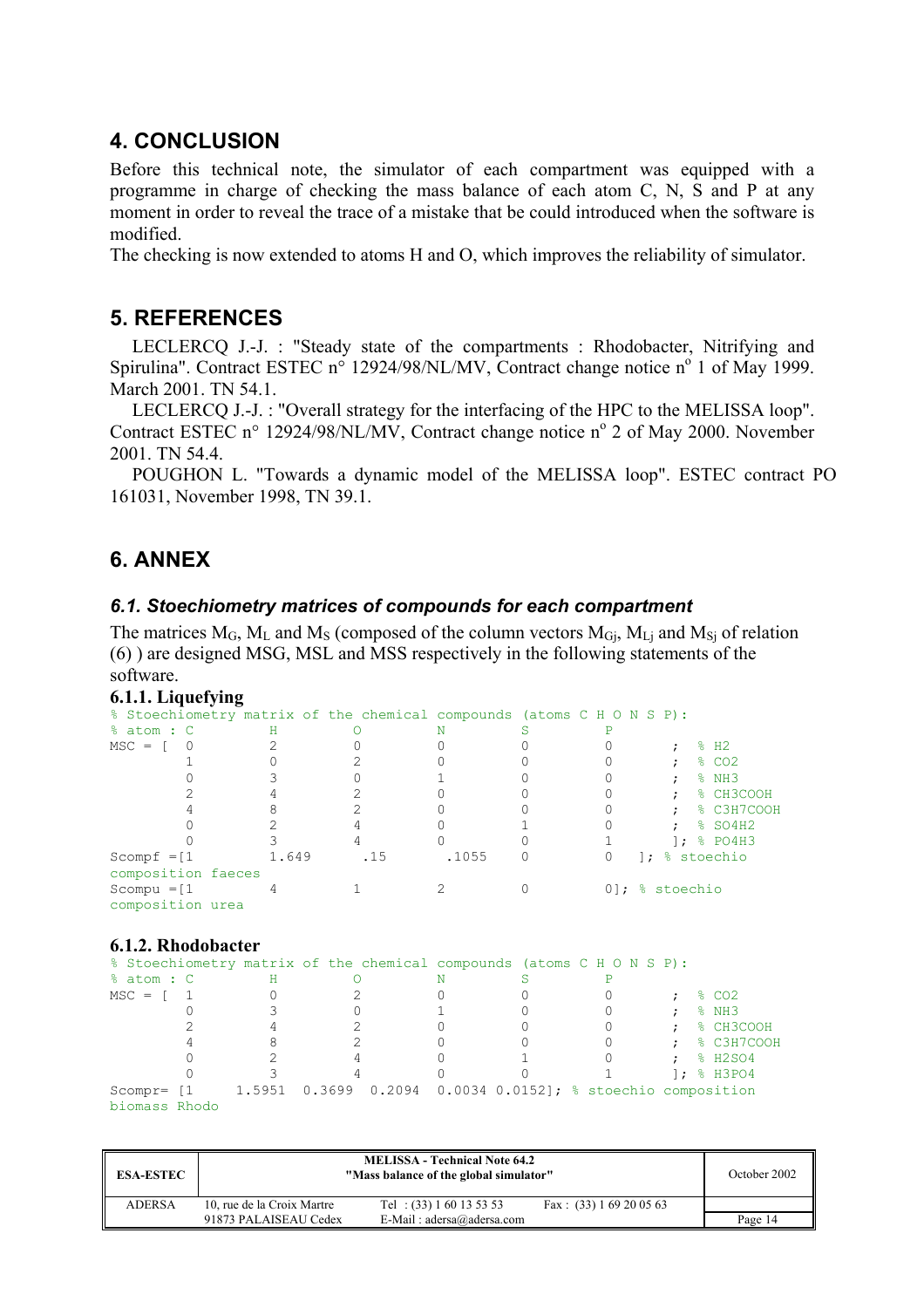## 4. CONCLUSION

Before this technical note, the simulator of each compartment was equipped with a programme in charge of checking the mass balance of each atom C, N, S and P at any moment in order to reveal the trace of a mistake that be could introduced when the software is modified.

The checking is now extended to atoms H and O, which improves the reliability of simulator.

## 5. REFERENCES

LECLERCQ J.-J. : "Steady state of the compartments : Rhodobacter, Nitrifying and Spirulina". Contract ESTEC n° 12924/98/NL/MV, Contract change notice n° 1 of May 1999. March 2001. TN 54.1.

LECLERCQ J.-J. : "Overall strategy for the interfacing of the HPC to the MELISSA loop". Contract ESTEC n° 12924/98/NL/MV, Contract change notice n° 2 of May 2000. November 2001. TN 54.4.

POUGHON L. "Towards a dynamic model of the MELISSA loop". ESTEC contract PO 161031, November 1998, TN 39.1.

## 6. ANNEX

### *6.1. Stoechiometry matrices of compounds for each compartment*

The matrices $M_G$, $M_L$ and $M_S$ (composed of the column vectors $M_{Gj}$, $M_{Lj}$ and $M_{Sj}$ of relation (6) ) are designed MSG, MSL and MSS respectively in the following statements of the software.

#### 6.1.1. Liquefying

```
% Stoechiometry matrix of the chemical compounds (atoms C H O N S P):
% atom : C        H         O         N         S         P
MSC = [  0        2         0         0         0         0       ;  % H2
         1        0         2         0         0         0       ;  % CO2
         0        3         0         1         0         0       ;  % NH3
         2        4         2         0         0         0       ;  % CH3COOH
         4        8         2         0         0         0       ;  % C3H7COOH
         0        2         4         0         1         0       ;  % SO4H2
         0        3         4         0         0         1       ]; % PO4H3
Scompf =[1        1.649      .15      .1055     0         0   ]; % stoechio
composition faeces
Scompu =[1        4         1         2         0         0]; % stoechio
composition urea
```

#### 6.1.2. Rhodobacter

```
% Stoechiometry matrix of the chemical compounds (atoms C H O N S P):
% atom : C        H         O         N         S         P
MSC = [  1        0         2         0         0         0       ;  % CO2
         0        3         0         1         0         0       ;  % NH3
         2        4         2         0         0         0       ;  % CH3COOH
         4        8         2         0         0         0       ;  % C3H7COOH
         0        2         4         0         1         0       ;  % H2SO4
         0        3         4         0         0         1       ]; % H3PO4
Scompr= [1     1.5951  0.3699  0.2094  0.0034 0.0152]; % stoechio composition
biomass Rhodo
```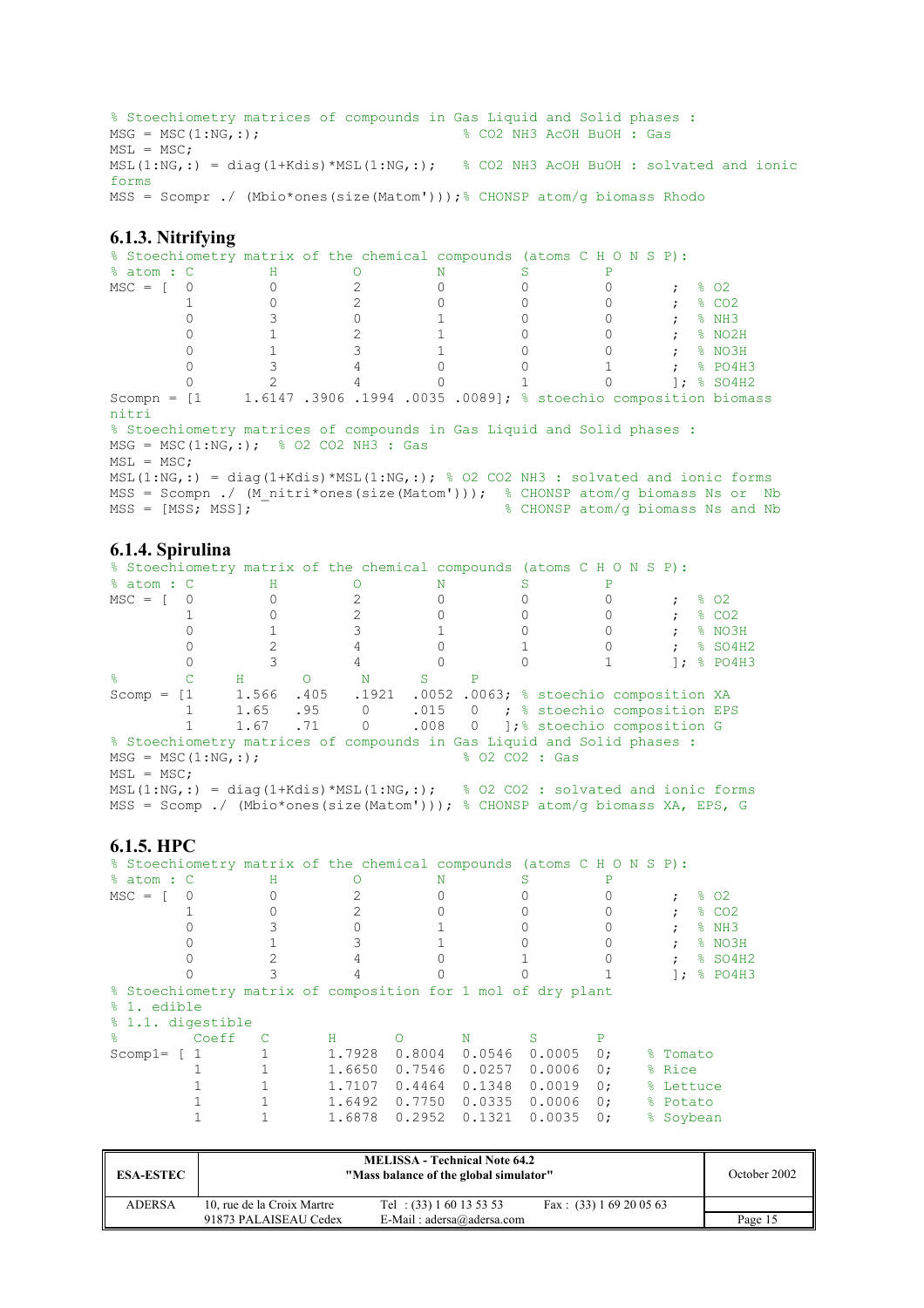```
% Stoechiometry matrices of compounds in Gas Liquid and Solid phases :
MSG = MSC(1:NG,:);                          % CO2 NH3 AcOH BuOH : Gas
MSL = MSC;
MSL(1:NG,:) = diag(1+Kdis)*MSL(1:NG,:);    % CO2 NH3 AcOH BuOH : solvated and ionic
forms
MSS = Scompr ./ (Mbio*ones(size(Matom')));% CHONSP atom/g biomass Rhodo
```

### 6.1.3. Nitrifying

```
% Stoechiometry matrix of the chemical compounds (atoms C H O N S P):
% atom : C         H         O         N         S         P
MSC = [  0         0         2         0         0         0       ;  % O2
         1         0         2         0         0         0       ;  % CO2
         0         3         0         1         0         0       ;  % NH3
         0         1         2         1         0         0       ;  % NO2H
         0         1         3         1         0         0       ;  % NO3H
         0         3         4         0         0         1       ;  % PO4H3
         0         2         4         0         1         0       ]; % SO4H2
Scompn = [1     1.6147 .3906 .1994 .0035 .0089]; % stoechio composition biomass
nitri
% Stoechiometry matrices of compounds in Gas Liquid and Solid phases :
MSG = MSC(1:NG,:);  % O2 CO2 NH3 : Gas
MSL = MSC;
MSL(1:NG,:) = diag(1+Kdis)*MSL(1:NG,:); % O2 CO2 NH3 : solvated and ionic forms
MSS = Scompn ./ (M_nitri*ones(size(Matom')));  % CHONSP atom/g biomass Ns or  Nb
MSS = [MSS; MSS];                              % CHONSP atom/g biomass Ns and Nb
```

### 6.1.4. Spirulina

```
% Stoechiometry matrix of the chemical compounds (atoms C H O N S P):
% atom : C         H         O         N         S         P
MSC = [  0         0         2         0         0         0       ;  % O2
         1         0         2         0         0         0       ;  % CO2
         0         1         3         1         0         0       ;  % NO3H
         0         2         4         0         1         0       ;  % SO4H2
         0         3         4         0         0         1       ]; % PO4H3
%        C       H       O      N      S     P
Scomp = [1     1.566  .405   .1921  .0052 .0063; % stoechio composition XA
         1     1.65   .95     0     .015   0   ; % stoechio composition EPS
         1     1.67   .71     0     .008   0   ];% stoechio composition G
% Stoechiometry matrices of compounds in Gas Liquid and Solid phases :
MSG = MSC(1:NG,:);                          % O2 CO2 : Gas
MSL = MSC;
MSL(1:NG,:) = diag(1+Kdis)*MSL(1:NG,:);    % O2 CO2 : solvated and ionic forms
MSS = Scomp ./ (Mbio*ones(size(Matom'))); % CHONSP atom/g biomass XA, EPS, G
```

### 6.1.5. HPC

```
% Stoechiometry matrix of the chemical compounds (atoms C H O N S P):
% atom : C         H         O         N         S         P
MSC = [  0         0         2         0         0         0       ;  % O2
         1         0         2         0         0         0       ;  % CO2
         0         3         0         1         0         0       ;  % NH3
         0         1         3         1         0         0       ;  % NO3H
         0         2         4         0         1         0       ;  % SO4H2
         0         3         4         0         0         1       ]; % PO4H3
% Stoechiometry matrix of composition for 1 mol of dry plant
% 1. edible
% 1.1. digestible
%         Coeff   C       H       O       N       S       P
Scomp1= [ 1       1       1.7928  0.8004  0.0546  0.0005  0;     % Tomato
          1       1       1.6650  0.7546  0.0257  0.0006  0;     % Rice
          1       1       1.7107  0.4464  0.1348  0.0019  0;     % Lettuce
          1       1       1.6492  0.7750  0.0335  0.0006  0;     % Potato
          1       1       1.6878  0.2952  0.1321  0.0035  0;     % Soybean
```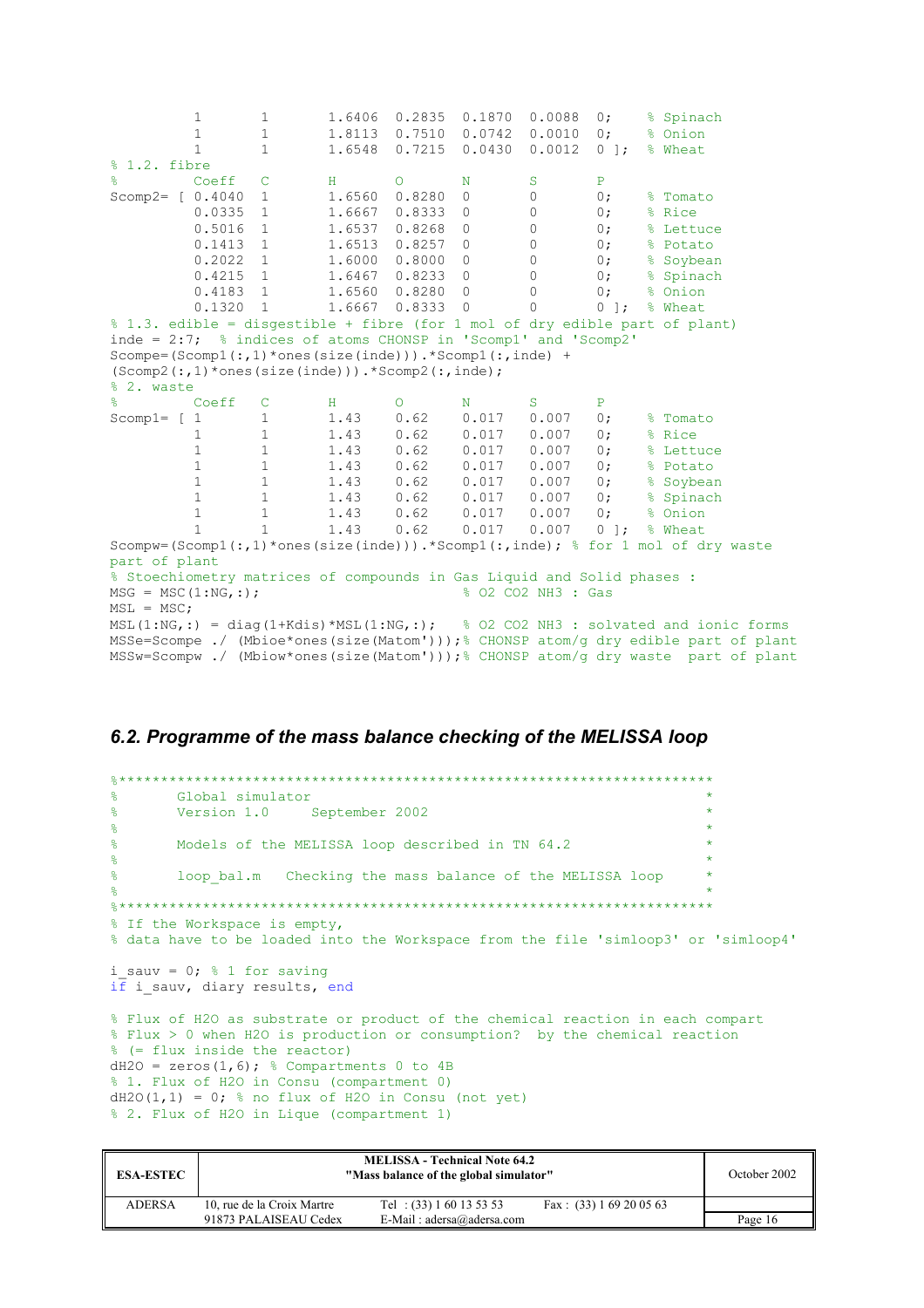```
         1       1       1.6406  0.2835  0.1870  0.0088  0;     % Spinach
         1       1       1.8113  0.7510  0.0742  0.0010  0;     % Onion
         1       1       1.6548  0.7215  0.0430  0.0012  0 ];   % Wheat
% 1.2. fibre
%        Coeff   C       H       O       N       S       P
Scomp2= [ 0.4040  1       1.6560  0.8280  0       0       0;     % Tomato
         0.0335  1       1.6667  0.8333  0       0       0;     % Rice
         0.5016  1       1.6537  0.8268  0       0       0;     % Lettuce
         0.1413  1       1.6513  0.8257  0       0       0;     % Potato
         0.2022  1       1.6000  0.8000  0       0       0;     % Soybean
         0.4215  1       1.6467  0.8233  0       0       0;     % Spinach
         0.4183  1       1.6560  0.8280  0       0       0;     % Onion
         0.1320  1       1.6667  0.8333  0       0       0 ];   % Wheat
% 1.3. edible = disgestible + fibre (for 1 mol of dry edible part of plant)
inde = 2:7;  % indices of atoms CHONSP in 'Scomp1' and 'Scomp2'
Scompe=(Scomp1(:,1)*ones(size(inde))).*Scomp1(:,inde) +
(Scomp2(:,1)*ones(size(inde))).*Scomp2(:,inde);
% 2. waste
%        Coeff   C       H       O       N       S       P
Scomp1= [ 1       1       1.43    0.62    0.017   0.007   0;     % Tomato
         1       1       1.43    0.62    0.017   0.007   0;     % Rice
         1       1       1.43    0.62    0.017   0.007   0;     % Lettuce
         1       1       1.43    0.62    0.017   0.007   0;     % Potato
         1       1       1.43    0.62    0.017   0.007   0;     % Soybean
         1       1       1.43    0.62    0.017   0.007   0;     % Spinach
         1       1       1.43    0.62    0.017   0.007   0;     % Onion
         1       1       1.43    0.62    0.017   0.007   0 ];   % Wheat
Scompw=(Scomp1(:,1)*ones(size(inde))).*Scomp1(:,inde); % for 1 mol of dry waste
part of plant
% Stoechiometry matrices of compounds in Gas Liquid and Solid phases :
MSG = MSC(1:NG,:);                           % O2 CO2 NH3 : Gas
MSL = MSC;
MSL(1:NG,:) = diag(1+Kdis)*MSL(1:NG,:);    % O2 CO2 NH3 : solvated and ionic forms
MSSe=Scompe ./ (Mbioe*ones(size(Matom')));% CHONSP atom/g dry edible part of plant
MSSw=Scompw ./ (Mbiow*ones(size(Matom')));% CHONSP atom/g dry waste  part of plant
```

## *6.2. Programme of the mass balance checking of the MELISSA loop*

```
%**********************************************************************
%       Global simulator                                              *
%       Version 1.0     September 2002                                *
%                                                                     *
%       Models of the MELISSA loop described in TN 64.2               *
%                                                                     *
%       loop_bal.m   Checking the mass balance of the MELISSA loop    *
%                                                                     *
%**********************************************************************
% If the Workspace is empty,
% data have to be loaded into the Workspace from the file 'simloop3' or 'simloop4'

i_sauv = 0; % 1 for saving
if i_sauv, diary results, end

% Flux of H2O as substrate or product of the chemical reaction in each compart
% Flux > 0 when H2O is production or consumption?  by the chemical reaction
% (= flux inside the reactor)
dH2O = zeros(1,6); % Compartments 0 to 4B
% 1. Flux of H2O in Consu (compartment 0)
dH2O(1,1) = 0; % no flux of H2O in Consu (not yet)
% 2. Flux of H2O in Lique (compartment 1)
```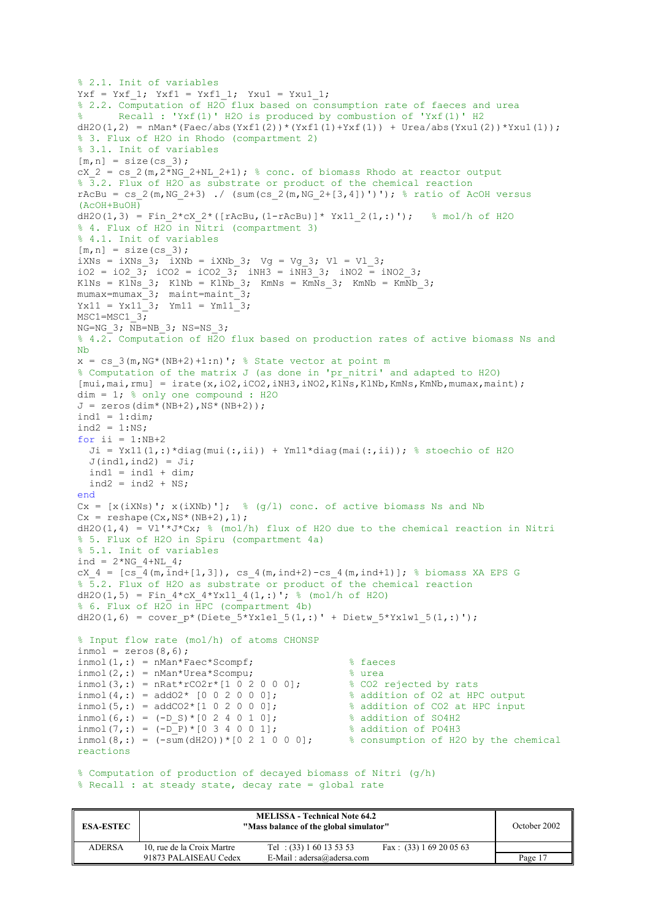```
% 2.1. Init of variables
Yxf = Yxf_1;  Yxf1 = Yxf1_1;  Yxu1 = Yxu1_1;
% 2.2. Computation of H2O flux based on consumption rate of faeces and urea
%      Recall : 'Yxf(1)' H2O is produced by combustion of 'Yxf(1)' H2
dH2O(1,2) = nMan*(Faec/abs(Yxf1(2))*(Yxf1(1)+Yxf(1)) + Urea/abs(Yxu1(2))*Yxu1(1));
% 3. Flux of H2O in Rhodo (compartment 2)
% 3.1. Init of variables
[m,n] = size(cs_3);
cX_2 = cs_2(m,2*NG_2+NL_2+1); % conc. of biomass Rhodo at reactor output
% 3.2. Flux of H2O as substrate or product of the chemical reaction
rAcBu = cs_2(m,NG_2+3) ./ (sum(cs_2(m,NG_2+[3,4])')'); % ratio of AcOH versus
(AcOH+BuOH)
dH2O(1,3) = Fin_2*cX_2*([rAcBu,(1-rAcBu)]* Yx11_2(1,:)');    % mol/h of H2O
% 4. Flux of H2O in Nitri (compartment 3)
% 4.1. Init of variables
[m,n] = size(cs_3);
iXNs = iXNs_3;  iXNb = iXNb_3;  Vg = Vg_3;  Vl = Vl_3;
iO2 = iO2_3;  iCO2 = iCO2_3;  iNH3 = iNH3_3;  iNO2 = iNO2_3;
KlNs = KlNs_3;  KlNb = KlNb_3;  KmNs = KmNs_3;  KmNb = KmNb_3;
mumax=mumax_3;  maint=maint_3;
Yx11 = Yx11_3;  Ym11 = Ym11_3;
MSC1=MSC1_3;
NG=NG_3; NB=NB_3; NS=NS_3;
% 4.2. Computation of H2O flux based on production rates of active biomass Ns and
Nb
x = cs_3(m,NG*(NB+2)+1:n)'; % State vector at point m
% Computation of the matrix J (as done in 'pr_nitri' and adapted to H2O)
[mui,mai,rmu] = irate(x,iO2,iCO2,iNH3,iNO2,KlNs,KlNb,KmNs,KmNb,mumax,maint);
dim = 1; % only one compound : H2O
J = zeros(dim*(NB+2),NS*(NB+2));
ind1 = 1:dim;
ind2 = 1:NS;
for ii = 1:NB+2
  Ji = Yx11(1,:)*diag(mui(:,ii)) + Ym11*diag(mai(:,ii)); % stoechio of H2O
  J(ind1,ind2) = Ji;
  ind1 = ind1 + dim;
  ind2 = ind2 + NS;
end
Cx = [x(iXNs)'; x(iXNb)'];  % (g/l) conc. of active biomass Ns and Nb
Cx = reshape(Cx,NS*(NB+2),1);
dH2O(1,4) = Vl'*J*Cx; % (mol/h) flux of H2O due to the chemical reaction in Nitri
% 5. Flux of H2O in Spiru (compartment 4a)
% 5.1. Init of variables
ind = 2*NG_4+NL_4;
cX_4 = [cs_4(m,ind+[1,3]), cs_4(m,ind+2)-cs_4(m,ind+1)]; % biomass XA EPS G
% 5.2. Flux of H2O as substrate or product of the chemical reaction
dH2O(1,5) = Fin_4*cX_4*Yx11_4(1,:)'; % (mol/h of H2O)
% 6. Flux of H2O in HPC (compartment 4b)
dH2O(1,6) = cover_p*(Diete_5*Yx1e1_5(1,:)' + Dietw_5*Yx1w1_5(1,:)');

% Input flow rate (mol/h) of atoms CHONSP
inmol = zeros(8,6);
inmol(1,:) = nMan*Faec*Scompf;                  % faeces
inmol(2,:) = nMan*Urea*Scompu;                  % urea
inmol(3,:) = nRat*rCO2r*[1 0 2 0 0 0];          % CO2 rejected by rats
inmol(4,:) = addO2* [0 0 2 0 0 0];              % addition of O2 at HPC output
inmol(5,:) = addCO2*[1 0 2 0 0 0];              % addition of CO2 at HPC input
inmol(6,:) = (-D_S)*[0 2 4 0 1 0];              % addition of SO4H2
inmol(7,:) = (-D_P)*[0 3 4 0 0 1];              % addition of PO4H3
inmol(8,:) = (-sum(dH2O))*[0 2 1 0 0 0];        % consumption of H2O by the chemical
reactions

% Computation of production of decayed biomass of Nitri (g/h)
% Recall : at steady state, decay rate = global rate
```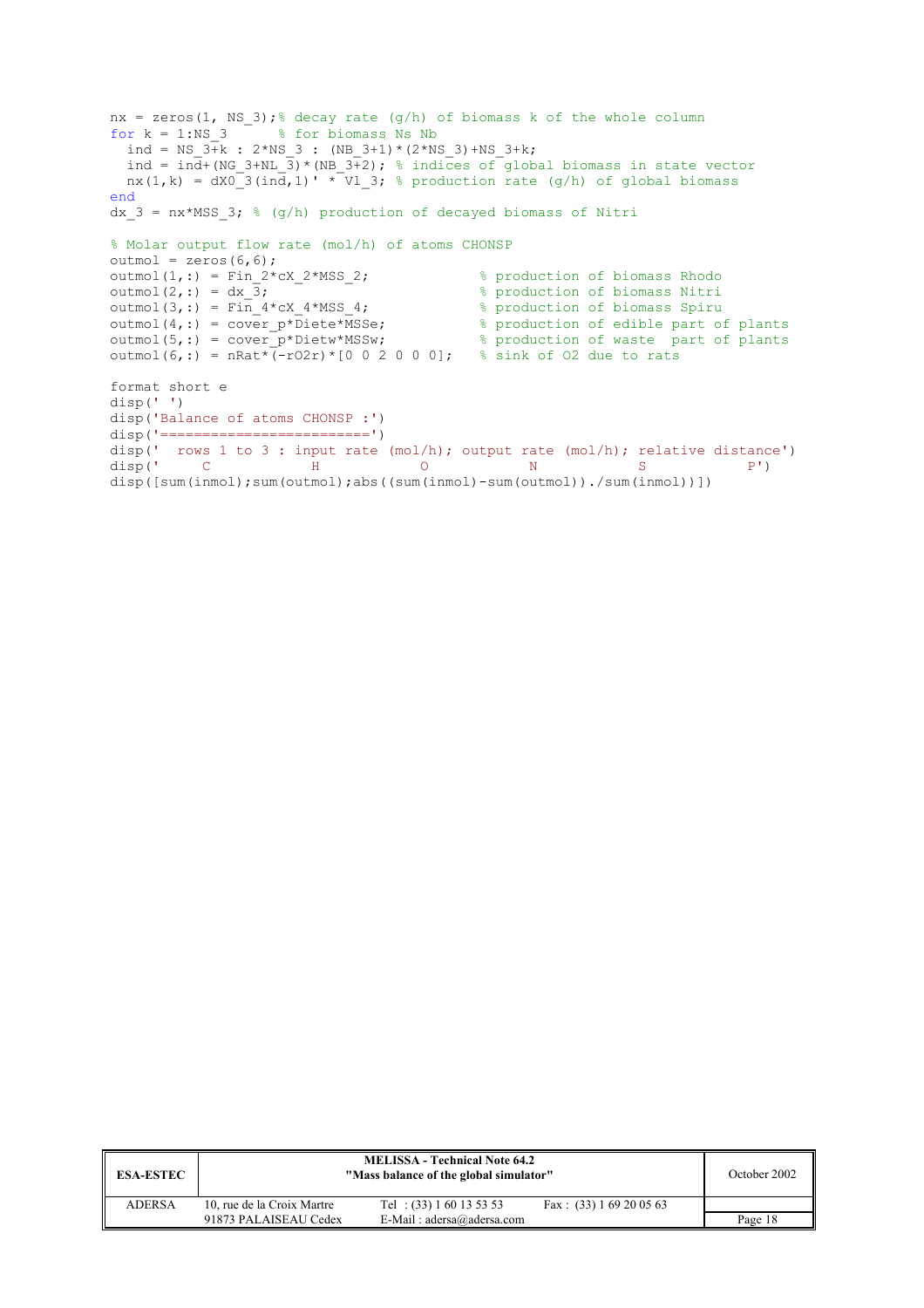```
nx = zeros(1, NS_3);% decay rate (g/h) of biomass k of the whole column
for k = 1:NS_3      % for biomass Ns Nb
  ind = NS_3+k : 2*NS_3 : (NB_3+1)*(2*NS_3)+NS_3+k;
  ind = ind+(NG_3+NL_3)*(NB_3+2); % indices of global biomass in state vector
  nx(1,k) = dX0_3(ind,1)' * Vl_3; % production rate (g/h) of global biomass
end
dx_3 = nx*MSS_3; % (g/h) production of decayed biomass of Nitri

% Molar output flow rate (mol/h) of atoms CHONSP
outmol = zeros(6,6);
outmol(1,:) = Fin_2*cX_2*MSS_2;             % production of biomass Rhodo
outmol(2,:) = dx_3;                         % production of biomass Nitri
outmol(3,:) = Fin_4*cX_4*MSS_4;             % production of biomass Spiru
outmol(4,:) = cover_p*Diete*MSSe;           % production of edible part of plants
outmol(5,:) = cover_p*Dietw*MSSw;           % production of waste  part of plants
outmol(6,:) = nRat*(-rO2r)*[0 0 2 0 0 0];   % sink of O2 due to rats

format short e
disp(' ')
disp('Balance of atoms CHONSP :')
disp('========================')
disp('  rows 1 to 3 : input rate (mol/h); output rate (mol/h); relative distance')
disp('     C            H            O            N            S            P')
disp([sum(inmol);sum(outmol);abs((sum(inmol)-sum(outmol))./sum(inmol))])
```